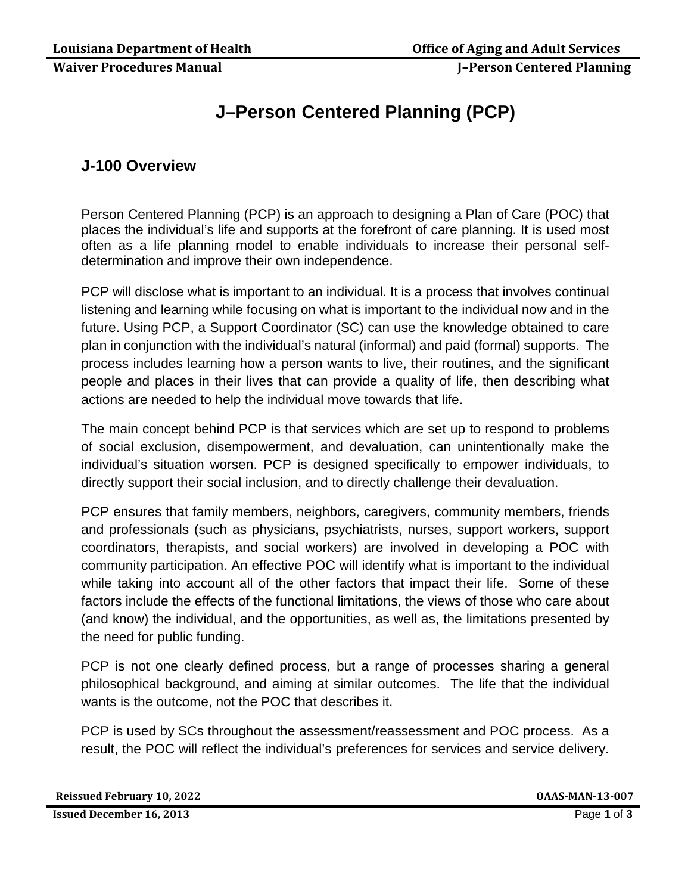# J–Person Centered Planning (PCP)

## J-100 Overview

Person Centered Planning (PCP) is an approach to designing a Plan of Care (POC) that places the individual's life and supports at the forefront of care planning. It is used most often as a life planning model to enable individuals to increase their personal self-determination and improve their own independence.

PCP will disclose what is important to an individual. It is a process that involves continual listening and learning while focusing on what is important to the individual now and in the future. Using PCP, a Support Coordinator (SC) can use the knowledge obtained to care plan in conjunction with the individual's natural (informal) and paid (formal) supports. The process includes learning how a person wants to live, their routines, and the significant people and places in their lives that can provide a quality of life, then describing what actions are needed to help the individual move towards that life.

The main concept behind PCP is that services which are set up to respond to problems of social exclusion, disempowerment, and devaluation, can unintentionally make the individual's situation worsen. PCP is designed specifically to empower individuals, to directly support their social inclusion, and to directly challenge their devaluation.

PCP ensures that family members, neighbors, caregivers, community members, friends and professionals (such as physicians, psychiatrists, nurses, support workers, support coordinators, therapists, and social workers) are involved in developing a POC with community participation. An effective POC will identify what is important to the individual while taking into account all of the other factors that impact their life. Some of these factors include the effects of the functional limitations, the views of those who care about (and know) the individual, and the opportunities, as well as, the limitations presented by the need for public funding.

PCP is not one clearly defined process, but a range of processes sharing a general philosophical background, and aiming at similar outcomes. The life that the individual wants is the outcome, not the POC that describes it.

PCP is used by SCs throughout the assessment/reassessment and POC process. As a result, the POC will reflect the individual's preferences for services and service delivery.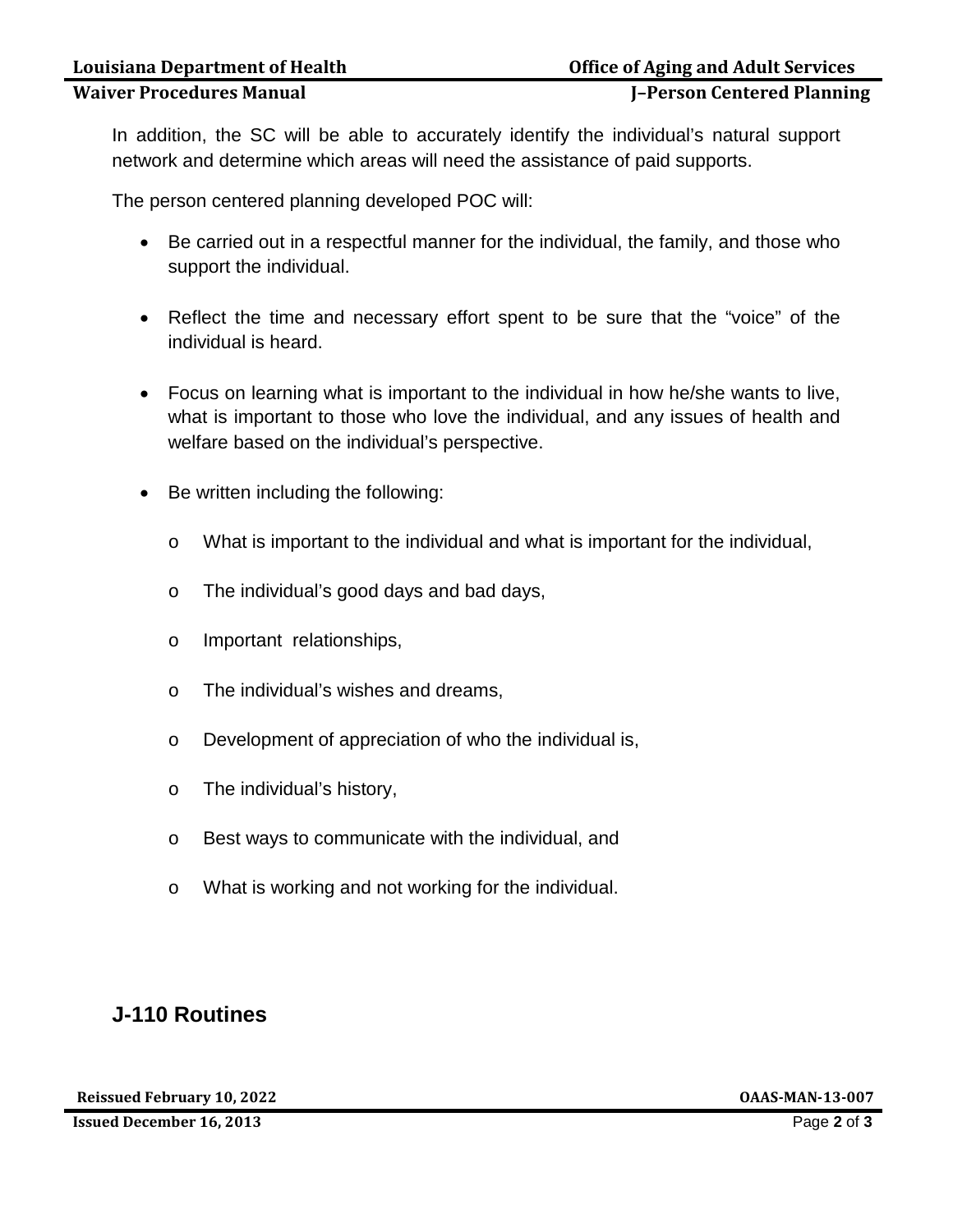In addition, the SC will be able to accurately identify the individual's natural support network and determine which areas will need the assistance of paid supports.

The person centered planning developed POC will:

- Be carried out in a respectful manner for the individual, the family, and those who support the individual.
- Reflect the time and necessary effort spent to be sure that the "voice" of the individual is heard.
- Focus on learning what is important to the individual in how he/she wants to live, what is important to those who love the individual, and any issues of health and welfare based on the individual's perspective.
- Be written including the following:
  - What is important to the individual and what is important for the individual,
  - The individual's good days and bad days,
  - Important relationships,
  - The individual's wishes and dreams,
  - Development of appreciation of who the individual is,
  - The individual's history,
  - Best ways to communicate with the individual, and
  - What is working and not working for the individual.

## J-110 Routines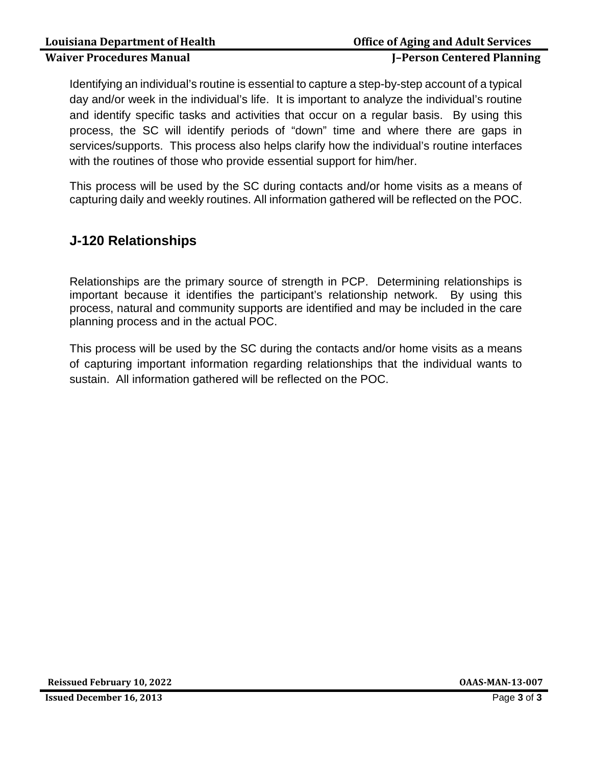Identifying an individual's routine is essential to capture a step-by-step account of a typical day and/or week in the individual's life. It is important to analyze the individual's routine and identify specific tasks and activities that occur on a regular basis. By using this process, the SC will identify periods of "down" time and where there are gaps in services/supports. This process also helps clarify how the individual's routine interfaces with the routines of those who provide essential support for him/her.

This process will be used by the SC during contacts and/or home visits as a means of capturing daily and weekly routines. All information gathered will be reflected on the POC.

## J-120 Relationships

Relationships are the primary source of strength in PCP. Determining relationships is important because it identifies the participant's relationship network. By using this process, natural and community supports are identified and may be included in the care planning process and in the actual POC.

This process will be used by the SC during the contacts and/or home visits as a means of capturing important information regarding relationships that the individual wants to sustain. All information gathered will be reflected on the POC.